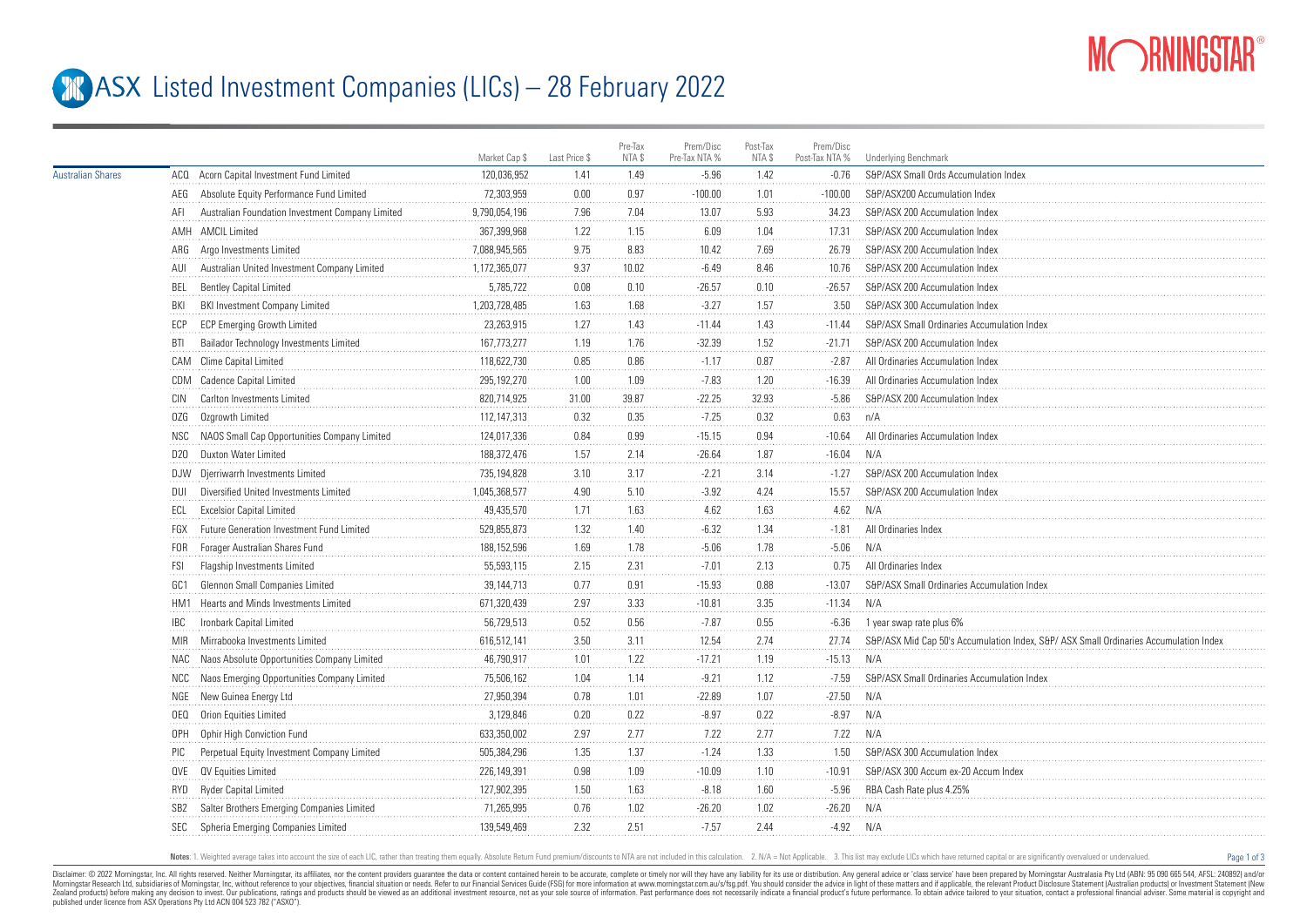# ASX Listed Investment Companies (LICs) – 28 February 2022

| | | | Market Cap $ | Last Price $ | Pre-Tax NTA $ | Prem/Disc Pre-Tax NTA % | Post-Tax NTA $ | Prem/Disc Post-Tax NTA % | Underlying Benchmark |
|---|---|---|---|---|---|---|---|---|---|
| Australian Shares | ACQ | Acorn Capital Investment Fund Limited | 120,036,952 | 1.41 | 1.49 | -5.96 | 1.42 | -0.76 | S&P/ASX Small Ords Accumulation Index |
| | AEG | Absolute Equity Performance Fund Limited | 72,303,959 | 0.00 | 0.97 | -100.00 | 1.01 | -100.00 | S&P/ASX200 Accumulation Index |
| | AFI | Australian Foundation Investment Company Limited | 9,790,054,196 | 7.96 | 7.04 | 13.07 | 5.93 | 34.23 | S&P/ASX 200 Accumulation Index |
| | AMH | AMCIL Limited | 367,399,968 | 1.22 | 1.15 | 6.09 | 1.04 | 17.31 | S&P/ASX 200 Accumulation Index |
| | ARG | Argo Investments Limited | 7,088,945,565 | 9.75 | 8.83 | 10.42 | 7.69 | 26.79 | S&P/ASX 200 Accumulation Index |
| | AUI | Australian United Investment Company Limited | 1,172,365,077 | 9.37 | 10.02 | -6.49 | 8.46 | 10.76 | S&P/ASX 200 Accumulation Index |
| | BEL | Bentley Capital Limited | 5,785,722 | 0.08 | 0.10 | -26.57 | 0.10 | -26.57 | S&P/ASX 200 Accumulation Index |
| | BKI | BKI Investment Company Limited | 1,203,728,485 | 1.63 | 1.68 | -3.27 | 1.57 | 3.50 | S&P/ASX 300 Accumulation Index |
| | ECP | ECP Emerging Growth Limited | 23,263,915 | 1.27 | 1.43 | -11.44 | 1.43 | -11.44 | S&P/ASX Small Ordinaries Accumulation Index |
| | BTI | Bailador Technology Investments Limited | 167,773,277 | 1.19 | 1.76 | -32.39 | 1.52 | -21.71 | S&P/ASX 200 Accumulation Index |
| | CAM | Clime Capital Limited | 118,622,730 | 0.85 | 0.86 | -1.17 | 0.87 | -2.87 | All Ordinaries Accumulation Index |
| | CDM | Cadence Capital Limited | 295,192,270 | 1.00 | 1.09 | -7.83 | 1.20 | -16.39 | All Ordinaries Accumulation Index |
| | CIN | Carlton Investments Limited | 820,714,925 | 31.00 | 39.87 | -22.25 | 32.93 | -5.86 | S&P/ASX 200 Accumulation Index |
| | OZG | Ozgrowth Limited | 112,147,313 | 0.32 | 0.35 | -7.25 | 0.32 | 0.63 | n/A |
| | NSC | NAOS Small Cap Opportunities Company Limited | 124,017,336 | 0.84 | 0.99 | -15.15 | 0.94 | -10.64 | All Ordinaries Accumulation Index |
| | D2O | Duxton Water Limited | 188,372,476 | 1.57 | 2.14 | -26.64 | 1.87 | -16.04 | N/A |
| | DJW | Djerriwarrh Investments Limited | 735,194,828 | 3.10 | 3.17 | -2.21 | 3.14 | -1.27 | S&P/ASX 200 Accumulation Index |
| | DUI | Diversified United Investments Limited | 1,045,368,577 | 4.90 | 5.10 | -3.92 | 4.24 | 15.57 | S&P/ASX 200 Accumulation Index |
| | ECL | Excelsior Capital Limited | 49,435,570 | 1.71 | 1.63 | 4.62 | 1.63 | 4.62 | N/A |
| | FGX | Future Generation Investment Fund Limited | 529,855,873 | 1.32 | 1.40 | -6.32 | 1.34 | -1.81 | All Ordinaries Index |
| | FOR | Forager Australian Shares Fund | 188,152,596 | 1.69 | 1.78 | -5.06 | 1.78 | -5.06 | N/A |
| | FSI | Flagship Investments Limited | 55,593,115 | 2.15 | 2.31 | -7.01 | 2.13 | 0.75 | All Ordinaries Index |
| | GC1 | Glennon Small Companies Limited | 39,144,713 | 0.77 | 0.91 | -15.93 | 0.88 | -13.07 | S&P/ASX Small Ordinaries Accumulation Index |
| | HM1 | Hearts and Minds Investments Limited | 671,320,439 | 2.97 | 3.33 | -10.81 | 3.35 | -11.34 | N/A |
| | IBC | Ironbark Capital Limited | 56,729,513 | 0.52 | 0.56 | -7.87 | 0.55 | -6.36 | 1 year swap rate plus 6% |
| | MIR | Mirrabooka Investments Limited | 616,512,141 | 3.50 | 3.11 | 12.54 | 2.74 | 27.74 | S&P/ASX Mid Cap 50's Accumulation Index, S&P/ ASX Small Ordinaries Accumulation Index |
| | NAC | Naos Absolute Opportunities Company Limited | 46,790,917 | 1.01 | 1.22 | -17.21 | 1.19 | -15.13 | N/A |
| | NCC | Naos Emerging Opportunities Company Limited | 75,506,162 | 1.04 | 1.14 | -9.21 | 1.12 | -7.59 | S&P/ASX Small Ordinaries Accumulation Index |
| | NGE | New Guinea Energy Ltd | 27,950,394 | 0.78 | 1.01 | -22.89 | 1.07 | -27.50 | N/A |
| | OEQ | Orion Equities Limited | 3,129,846 | 0.20 | 0.22 | -8.97 | 0.22 | -8.97 | N/A |
| | OPH | Ophir High Conviction Fund | 633,350,002 | 2.97 | 2.77 | 7.22 | 2.77 | 7.22 | N/A |
| | PIC | Perpetual Equity Investment Company Limited | 505,384,296 | 1.35 | 1.37 | -1.24 | 1.33 | 1.50 | S&P/ASX 300 Accumulation Index |
| | QVE | QV Equities Limited | 226,149,391 | 0.98 | 1.09 | -10.09 | 1.10 | -10.91 | S&P/ASX 300 Accum ex-20 Accum Index |
| | RYD | Ryder Capital Limited | 127,902,395 | 1.50 | 1.63 | -8.18 | 1.60 | -5.96 | RBA Cash Rate plus 4.25% |
| | SB2 | Salter Brothers Emerging Companies Limited | 71,265,995 | 0.76 | 1.02 | -26.20 | 1.02 | -26.20 | N/A |
| | SEC | Spheria Emerging Companies Limited | 139,549,469 | 2.32 | 2.51 | -7.57 | 2.44 | -4.92 | N/A |

Notes: 1. Weighted average takes into account the size of each LIC, rather than treating them equally. Absolute Return Fund premium/discounts to NTA are not included in this calculation. 2. N/A = Not Applicable. 3. This list may exclude LICs which have returned capital or are significantly overvalued or undervalued.

Disclaimer: © 2022 Morningstar, Inc. All rights reserved. Neither Morningstar, its affiliates, nor the content providers guarantee the data or content contained herein to be accurate, complete or timely nor will they have any liability for its use or distribution. Any general advice or 'class service' have been prepared by Morningstar Australasia Pty Ltd (ABN: 95 090 665 544, AFSL: 240892) and/or Morningstar Research Ltd, subsidiaries of Morningstar, Inc, without reference to your objectives, financial situation or needs. Refer to our Financial Services Guide (FSG) for more information at www.morningstar.com.au/s/fsg.pdf. You should consider the advice in light of these matters and if applicable, the relevant Product Disclosure Statement (Australian products) or Investment Statement (New Zealand products) before making any decision to invest. Our publications, ratings and products should be viewed as an additional investment resource, not as your sole source of information. Past performance does not necessarily indicate a financial product's future performance. To obtain advice tailored to your situation, contact a professional financial adviser. Some material is copyright and published under licence from ASX Operations Pty Ltd ACN 004 523 782 ("ASXO").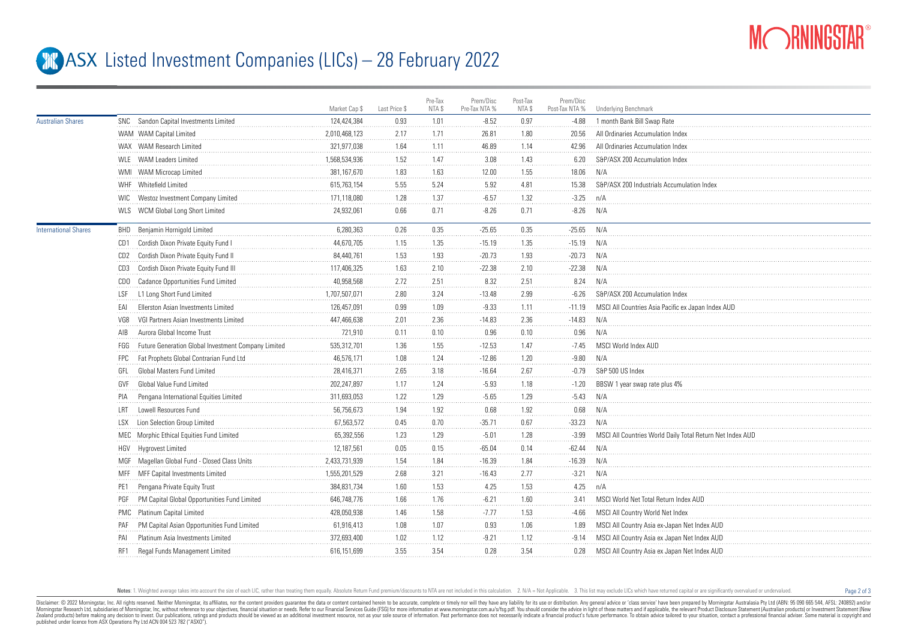# ASX Listed Investment Companies (LICs) – 28 February 2022

| | | | Market Cap $ | Last Price $ | Pre-Tax NTA $ | Prem/Disc Pre-Tax NTA % | Post-Tax NTA $ | Prem/Disc Post-Tax NTA % | Underlying Benchmark |
|---|---|---|---|---|---|---|---|---|---|
| Australian Shares | SNC | Sandon Capital Investments Limited | 124,424,384 | 0.93 | 1.01 | -8.52 | 0.97 | -4.88 | 1 month Bank Bill Swap Rate |
| | WAM | WAM Capital Limited | 2,010,468,123 | 2.17 | 1.71 | 26.81 | 1.80 | 20.56 | All Ordinaries Accumulation Index |
| | WAX | WAM Research Limited | 321,977,038 | 1.64 | 1.11 | 46.89 | 1.14 | 42.96 | All Ordinaries Accumulation Index |
| | WLE | WAM Leaders Limited | 1,568,534,936 | 1.52 | 1.47 | 3.08 | 1.43 | 6.20 | S&P/ASX 200 Accumulation Index |
| | WMI | WAM Microcap Limited | 381,167,670 | 1.83 | 1.63 | 12.00 | 1.55 | 18.06 | N/A |
| | WHF | Whitefield Limited | 615,763,154 | 5.55 | 5.24 | 5.92 | 4.81 | 15.38 | S&P/ASX 200 Industrials Accumulation Index |
| | WIC | Westoz Investment Company Limited | 171,118,080 | 1.28 | 1.37 | -6.57 | 1.32 | -3.25 | n/A |
| | WLS | WCM Global Long Short Limited | 24,932,061 | 0.66 | 0.71 | -8.26 | 0.71 | -8.26 | N/A |
| International Shares | BHD | Benjamin Hornigold Limited | 6,280,363 | 0.26 | 0.35 | -25.65 | 0.35 | -25.65 | N/A |
| | CD1 | Cordish Dixon Private Equity Fund I | 44,670,705 | 1.15 | 1.35 | -15.19 | 1.35 | -15.19 | N/A |
| | CD2 | Cordish Dixon Private Equity Fund II | 84,440,761 | 1.53 | 1.93 | -20.73 | 1.93 | -20.73 | N/A |
| | CD3 | Cordish Dixon Private Equity Fund III | 117,406,325 | 1.63 | 2.10 | -22.38 | 2.10 | -22.38 | N/A |
| | CDO | Cadance Opportunities Fund Limited | 40,958,568 | 2.72 | 2.51 | 8.32 | 2.51 | 8.24 | N/A |
| | LSF | L1 Long Short Fund Limited | 1,707,507,071 | 2.80 | 3.24 | -13.48 | 2.99 | -6.26 | S&P/ASX 200 Accumulation Index |
| | EAI | Ellerston Asian Investments Limited | 126,457,091 | 0.99 | 1.09 | -9.33 | 1.11 | -11.19 | MSCI All Countries Asia Pacific ex Japan Index AUD |
| | VG8 | VGI Partners Asian Investments Limited | 447,466,638 | 2.01 | 2.36 | -14.83 | 2.36 | -14.83 | N/A |
| | AIB | Aurora Global Income Trust | 721,910 | 0.11 | 0.10 | 0.96 | 0.10 | 0.96 | N/A |
| | FGG | Future Generation Global Investment Company Limited | 535,312,701 | 1.36 | 1.55 | -12.53 | 1.47 | -7.45 | MSCI World Index AUD |
| | FPC | Fat Prophets Global Contrarian Fund Ltd | 46,576,171 | 1.08 | 1.24 | -12.86 | 1.20 | -9.80 | N/A |
| | GFL | Global Masters Fund Limited | 28,416,371 | 2.65 | 3.18 | -16.64 | 2.67 | -0.79 | S&P 500 US Index |
| | GVF | Global Value Fund Limited | 202,247,897 | 1.17 | 1.24 | -5.93 | 1.18 | -1.20 | BBSW 1 year swap rate plus 4% |
| | PIA | Pengana International Equities Limited | 311,693,053 | 1.22 | 1.29 | -5.65 | 1.29 | -5.43 | N/A |
| | LRT | Lowell Resources Fund | 56,756,673 | 1.94 | 1.92 | 0.68 | 1.92 | 0.68 | N/A |
| | LSX | Lion Selection Group Limited | 67,563,572 | 0.45 | 0.70 | -35.71 | 0.67 | -33.23 | N/A |
| | MEC | Morphic Ethical Equities Fund Limited | 65,392,556 | 1.23 | 1.29 | -5.01 | 1.28 | -3.99 | MSCI All Countries World Daily Total Return Net Index AUD |
| | HGV | Hygrovest Limited | 12,187,561 | 0.05 | 0.15 | -65.04 | 0.14 | -62.44 | N/A |
| | MGF | Magellan Global Fund - Closed Class Units | 2,433,731,939 | 1.54 | 1.84 | -16.39 | 1.84 | -16.39 | N/A |
| | MFF | MFF Capital Investments Limited | 1,555,201,529 | 2.68 | 3.21 | -16.43 | 2.77 | -3.21 | N/A |
| | PE1 | Pengana Private Equity Trust | 384,831,734 | 1.60 | 1.53 | 4.25 | 1.53 | 4.25 | n/A |
| | PGF | PM Capital Global Opportunities Fund Limited | 646,748,776 | 1.66 | 1.76 | -6.21 | 1.60 | 3.41 | MSCI World Net Total Return Index AUD |
| | PMC | Platinum Capital Limited | 428,050,938 | 1.46 | 1.58 | -7.77 | 1.53 | -4.66 | MSCI All Country World Net Index |
| | PAF | PM Capital Asian Opportunities Fund Limited | 61,916,413 | 1.08 | 1.07 | 0.93 | 1.06 | 1.89 | MSCI All Country Asia ex-Japan Net Index AUD |
| | PAI | Platinum Asia Investments Limited | 372,693,400 | 1.02 | 1.12 | -9.21 | 1.12 | -9.14 | MSCI All Country Asia ex Japan Net Index AUD |
| | RF1 | Regal Funds Management Limited | 616,151,699 | 3.55 | 3.54 | 0.28 | 3.54 | 0.28 | MSCI All Country Asia ex Japan Net Index AUD |

**Notes**: 1. Weighted average takes into account the size of each LIC, rather than treating them equally. Absolute Return Fund premium/discounts to NTA are not included in this calculation. 2. N/A = Not Applicable. 3. This list may exclude LICs which have returned capital or are significantly overvalued or undervalued.

Disclaimer: © 2022 Morningstar, Inc. All rights reserved. Neither Morningstar, its affiliates, nor the content providers guarantee the data or content contained herein to be accurate, complete or timely nor will they have any liability for its use or distribution. Any general advice or 'class service' have been prepared by Morningstar Australasia Pty Ltd (ABN: 95 090 665 544, AFSL: 240892) and/or Morningstar Research Ltd, subsidiaries of Morningstar, Inc, without reference to your objectives, financial situation or needs. Refer to our Financial Services Guide (FSG) for more information at www.morningstar.com.au/s/fsg.pdf. You should consider the advice in light of these matters and if applicable, the relevant Product Disclosure Statement (Australian products) or Investment Statement (New Zealand products) before making any decision to invest. Our publications, ratings and products should be viewed as an additional investment resource, not as your sole source of information. Past performance does not necessarily indicate a financial product's future performance. To obtain advice tailored to your situation, contact a professional financial adviser. Some material is copyright and published under licence from ASX Operations Pty Ltd ACN 004 523 782 ("ASXO").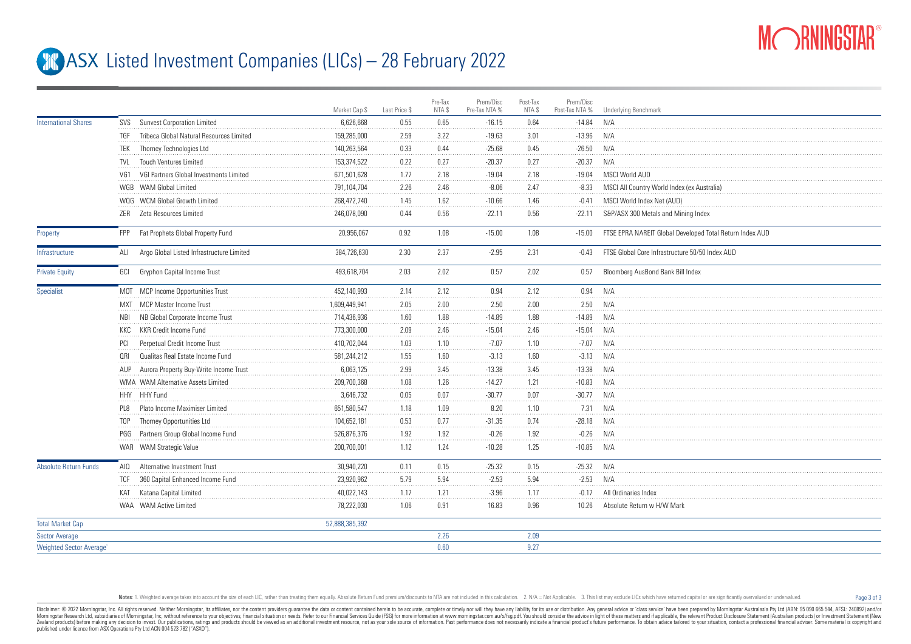# ASX Listed Investment Companies (LICs) – 28 February 2022

| | | | Market Cap $ | Last Price $ | Pre-Tax NTA $ | Prem/Disc Pre-Tax NTA % | Post-Tax NTA $ | Prem/Disc Post-Tax NTA % | Underlying Benchmark |
|---|---|---|---|---|---|---|---|---|---|
| International Shares | SVS | Sunvest Corporation Limited | 6,626,668 | 0.55 | 0.65 | -16.15 | 0.64 | -14.84 | N/A |
| | TGF | Tribeca Global Natural Resources Limited | 159,285,000 | 2.59 | 3.22 | -19.63 | 3.01 | -13.96 | N/A |
| | TEK | Thorney Technologies Ltd | 140,263,564 | 0.33 | 0.44 | -25.68 | 0.45 | -26.50 | N/A |
| | TVL | Touch Ventures Limited | 153,374,522 | 0.22 | 0.27 | -20.37 | 0.27 | -20.37 | N/A |
| | VG1 | VGI Partners Global Investments Limited | 671,501,628 | 1.77 | 2.18 | -19.04 | 2.18 | -19.04 | MSCI World AUD |
| | WGB | WAM Global Limited | 791,104,704 | 2.26 | 2.46 | -8.06 | 2.47 | -8.33 | MSCI All Country World Index (ex Australia) |
| | WQG | WCM Global Growth Limited | 268,472,740 | 1.45 | 1.62 | -10.66 | 1.46 | -0.41 | MSCI World Index Net (AUD) |
| | ZER | Zeta Resources Limited | 246,078,090 | 0.44 | 0.56 | -22.11 | 0.56 | -22.11 | S&P/ASX 300 Metals and Mining Index |
| Property | FPP | Fat Prophets Global Property Fund | 20,956,067 | 0.92 | 1.08 | -15.00 | 1.08 | -15.00 | FTSE EPRA NAREIT Global Developed Total Return Index AUD |
| Infrastructure | ALI | Argo Global Listed Infrastructure Limited | 384,726,630 | 2.30 | 2.37 | -2.95 | 2.31 | -0.43 | FTSE Global Core Infrastructure 50/50 Index AUD |
| Private Equity | GCI | Gryphon Capital Income Trust | 493,618,704 | 2.03 | 2.02 | 0.57 | 2.02 | 0.57 | Bloomberg AusBond Bank Bill Index |
| Specialist | MOT | MCP Income Opportunities Trust | 452,140,993 | 2.14 | 2.12 | 0.94 | 2.12 | 0.94 | N/A |
| | MXT | MCP Master Income Trust | 1,609,449,941 | 2.05 | 2.00 | 2.50 | 2.00 | 2.50 | N/A |
| | NBI | NB Global Corporate Income Trust | 714,436,936 | 1.60 | 1.88 | -14.89 | 1.88 | -14.89 | N/A |
| | KKC | KKR Credit Income Fund | 773,300,000 | 2.09 | 2.46 | -15.04 | 2.46 | -15.04 | N/A |
| | PCI | Perpetual Credit Income Trust | 410,702,044 | 1.03 | 1.10 | -7.07 | 1.10 | -7.07 | N/A |
| | QRI | Qualitas Real Estate Income Fund | 581,244,212 | 1.55 | 1.60 | -3.13 | 1.60 | -3.13 | N/A |
| | AUP | Aurora Property Buy-Write Income Trust | 6,063,125 | 2.99 | 3.45 | -13.38 | 3.45 | -13.38 | N/A |
| | WMA | WAM Alternative Assets Limited | 209,700,368 | 1.08 | 1.26 | -14.27 | 1.21 | -10.83 | N/A |
| | HHY | HHY Fund | 3,646,732 | 0.05 | 0.07 | -30.77 | 0.07 | -30.77 | N/A |
| | PL8 | Plato Income Maximiser Limited | 651,580,547 | 1.18 | 1.09 | 8.20 | 1.10 | 7.31 | N/A |
| | TOP | Thorney Opportunities Ltd | 104,652,181 | 0.53 | 0.77 | -31.35 | 0.74 | -28.18 | N/A |
| | PGG | Partners Group Global Income Fund | 526,876,376 | 1.92 | 1.92 | -0.26 | 1.92 | -0.26 | N/A |
| | WAR | WAM Strategic Value | 200,700,001 | 1.12 | 1.24 | -10.28 | 1.25 | -10.85 | N/A |
| Absolute Return Funds | AIQ | Alternative Investment Trust | 30,940,220 | 0.11 | 0.15 | -25.32 | 0.15 | -25.32 | N/A |
| | TCF | 360 Capital Enhanced Income Fund | 23,920,962 | 5.79 | 5.94 | -2.53 | 5.94 | -2.53 | N/A |
| | KAT | Katana Capital Limited | 40,022,143 | 1.17 | 1.21 | -3.96 | 1.17 | -0.17 | All Ordinaries Index |
| | WAA | WAM Active Limited | 78,222,030 | 1.06 | 0.91 | 16.83 | 0.96 | 10.26 | Absolute Return w H/W Mark |
| Total Market Cap | | | 52,888,385,392 | | | | | | |
| Sector Average | | | | | 2.26 | | 2.09 | | |
| Weighted Sector Average[1] | | | | | 0.60 | | 9.27 | | |

**Notes**: 1. Weighted average takes into account the size of each LIC, rather than treating them equally. Absolute Return Fund premium/discounts to NTA are not included in this calculation. 2. N/A = Not Applicable. 3. This list may exclude LICs which have returned capital or are significantly overvalued or undervalued.

Disclaimer: © 2022 Morningstar, Inc. All rights reserved. Neither Morningstar, its affiliates, nor the content providers guarantee the data or content contained herein to be accurate, complete or timely nor will they have any liability for its use or distribution. Any general advice or 'class service' have been prepared by Morningstar Australasia Pty Ltd (ABN: 95 090 665 544, AFSL: 240892) and/or Morningstar Research Ltd, subsidiaries of Morningstar, Inc, without reference to your objectives, financial situation or needs. Refer to our Financial Services Guide (FSG) for more information at www.morningstar.com.au/s/fsg.pdf. You should consider the advice in light of these matters and if applicable, the relevant Product Disclosure Statement (Australian products) or Investment Statement (New Zealand products) before making any decision to invest. Our publications, ratings and products should be viewed as an additional investment resource, not as your sole source of information. Past performance does not necessarily indicate a financial product's future performance. To obtain advice tailored to your situation, contact a professional financial adviser. Some material is copyright and published under licence from ASX Operations Pty Ltd ACN 004 523 782 ("ASXO").